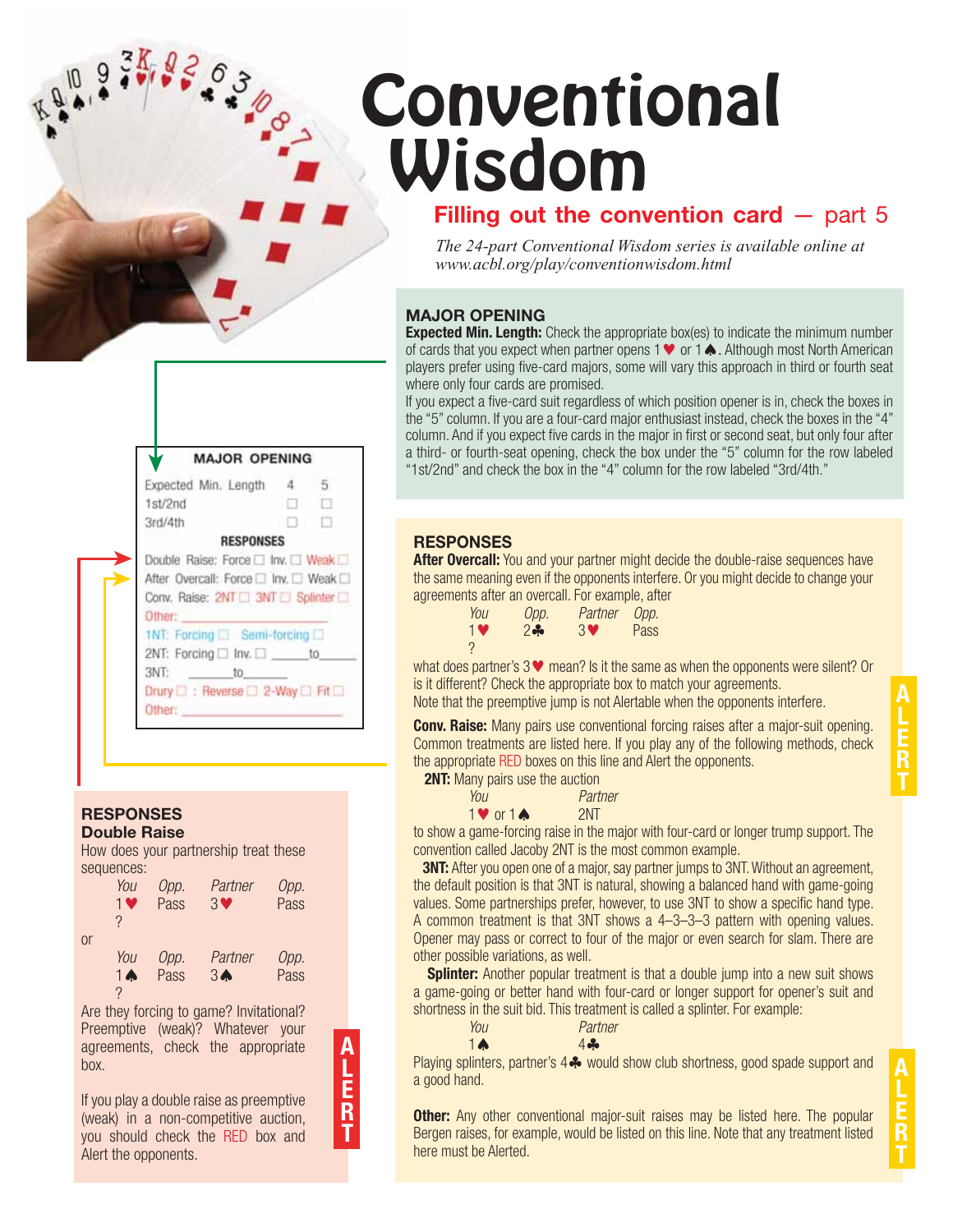# Conventional Wisdom

## Filling out the convention card — part 5

*The 24-part Conventional Wisdom series is available online at www.acbl.org/play/conventionwisdom.html*

**MAJOR OPENING**

Expected Min. Length 4 5
1st/2nd ☐ ☐
3rd/4th ☐ ☐

**RESPONSES**

Double Raise: Force ☐ Inv. ☐ Weak ☐
After Overcall: Force ☐ Inv. ☐ Weak ☐
Conv. Raise: 2NT ☐ 3NT ☐ Splinter ☐
Other: ______________
1NT: Forcing ☐ Semi-forcing ☐
2NT: Forcing ☐ Inv. ☐ _____to_____
3NT: _____to_____
Drury ☐ : Reverse ☐ 2-Way ☐ Fit ☐
Other: ______________

### MAJOR OPENING

**Expected Min. Length:** Check the appropriate box(es) to indicate the minimum number of cards that you expect when partner opens 1♥ or 1♠. Although most North American players prefer using five-card majors, some will vary this approach in third or fourth seat where only four cards are promised.

If you expect a five-card suit regardless of which position opener is in, check the boxes in the "5" column. If you are a four-card major enthusiast instead, check the boxes in the "4" column. And if you expect five cards in the major in first or second seat, but only four after a third- or fourth-seat opening, check the box under the "5" column for the row labeled "1st/2nd" and check the box in the "4" column for the row labeled "3rd/4th."

### RESPONSES

**Double Raise**

How does your partnership treat these sequences:

| You | Opp. | Partner | Opp. |
|---|---|---|---|
| 1♥ | Pass | 3♥ | Pass |
| ? | | | |

or

| You | Opp. | Partner | Opp. |
|---|---|---|---|
| 1♠ | Pass | 3♠ | Pass |
| ? | | | |

Are they forcing to game? Invitational? Preemptive (weak)? Whatever your agreements, check the appropriate box.

If you play a double raise as preemptive (weak) in a non-competitive auction, you should check the RED box and Alert the opponents.

ALERT

### RESPONSES

**After Overcall:** You and your partner might decide the double-raise sequences have the same meaning even if the opponents interfere. Or you might decide to change your agreements after an overcall. For example, after

| You | Opp. | Partner | Opp. |
|---|---|---|---|
| 1♥ | 2♣ | 3♥ | Pass |
| ? | | | |

what does partner's 3♥ mean? Is it the same as when the opponents were silent? Or is it different? Check the appropriate box to match your agreements.

Note that the preemptive jump is not Alertable when the opponents interfere.

ALERT

**Conv. Raise:** Many pairs use conventional forcing raises after a major-suit opening. Common treatments are listed here. If you play any of the following methods, check the appropriate RED boxes on this line and Alert the opponents.

**2NT:** Many pairs use the auction

| You | Partner |
|---|---|
| 1♥ or 1♠ | 2NT |

to show a game-forcing raise in the major with four-card or longer trump support. The convention called Jacoby 2NT is the most common example.

**3NT:** After you open one of a major, say partner jumps to 3NT. Without an agreement, the default position is that 3NT is natural, showing a balanced hand with game-going values. Some partnerships prefer, however, to use 3NT to show a specific hand type. A common treatment is that 3NT shows a 4–3–3–3 pattern with opening values. Opener may pass or correct to four of the major or even search for slam. There are other possible variations, as well.

**Splinter:** Another popular treatment is that a double jump into a new suit shows a game-going or better hand with four-card or longer support for opener's suit and shortness in the suit bid. This treatment is called a splinter. For example:

| You | Partner |
|---|---|
| 1♠ | 4♣ |

Playing splinters, partner's 4♣ would show club shortness, good spade support and a good hand.

**Other:** Any other conventional major-suit raises may be listed here. The popular Bergen raises, for example, would be listed on this line. Note that any treatment listed here must be Alerted.

ALERT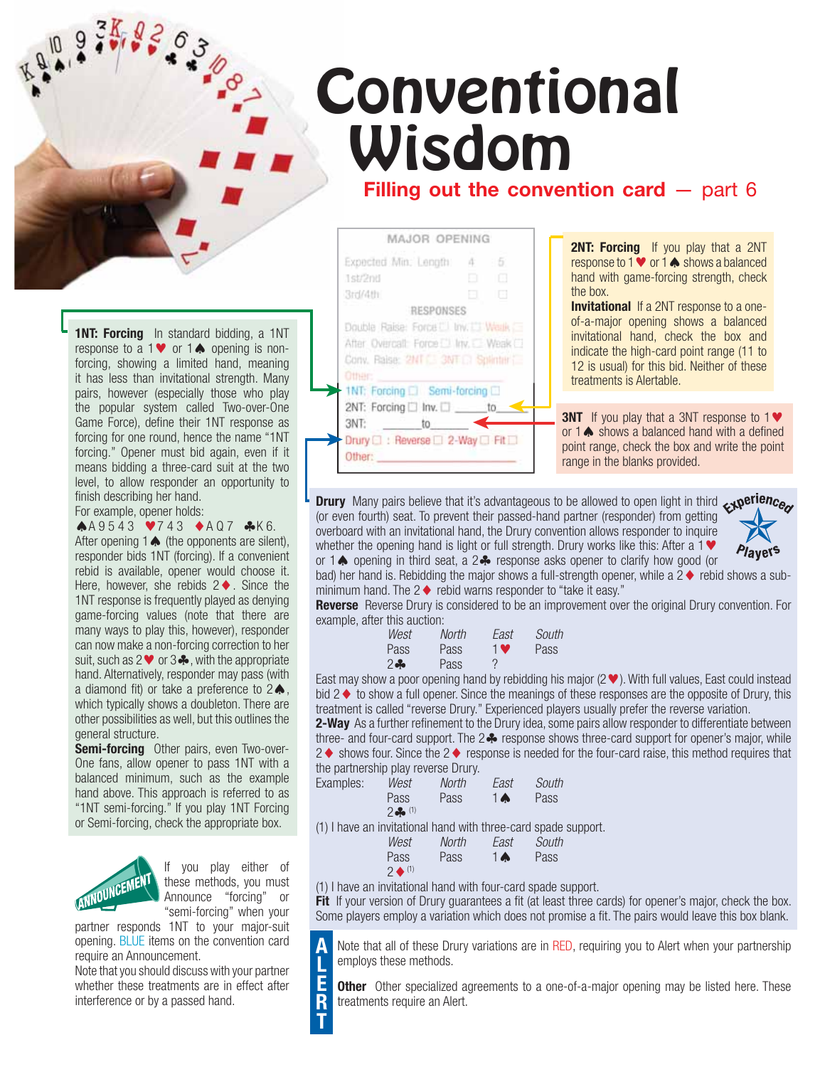# Conventional Wisdom

## Filling out the convention card — part 6

MAJOR OPENING

Expected Min. Length 4 5
1st/2nd
3rd/4th

RESPONSES

Double Raise: Force ☐ Inv. ☐ Weak ☐
After Overcall: Force ☐ Inv. ☐ Weak ☐
Conv. Raise: 2NT ☐ 3NT ☐ Splinter ☐
Other:
1NT: Forcing ☐ Semi-forcing ☐
2NT: Forcing ☐ Inv. ☐ ____ to ____
3NT: ____ to ____
Drury ☐ : Reverse ☐ 2-Way ☐ Fit ☐
Other: ____________

**1NT: Forcing** In standard bidding, a 1NT response to a 1♥ or 1♠ opening is non-forcing, showing a balanced hand, meaning it has less than invitational strength. Many pairs, however (especially those who play the popular system called Two-over-One Game Force), define their 1NT response as forcing for one round, hence the name "1NT forcing." Opener must bid again, even if it means bidding a three-card suit at the two level, to allow responder an opportunity to finish describing her hand.

For example, opener holds:

♠A 9 5 4 3 ♥7 4 3 ♦A Q 7 ♣K 6.

After opening 1♠ (the opponents are silent), responder bids 1NT (forcing). If a convenient rebid is available, opener would choose it. Here, however, she rebids 2♦. Since the 1NT response is frequently played as denying game-forcing values (note that there are many ways to play this, however), responder can now make a non-forcing correction to her suit, such as 2♥ or 3♣, with the appropriate hand. Alternatively, responder may pass (with a diamond fit) or take a preference to 2♠, which typically shows a doubleton. There are other possibilities as well, but this outlines the general structure.

**Semi-forcing** Other pairs, even Two-over-One fans, allow opener to pass 1NT with a balanced minimum, such as the example hand above. This approach is referred to as "1NT semi-forcing." If you play 1NT Forcing or Semi-forcing, check the appropriate box.

ANNOUNCEMENT

If you play either of these methods, you must Announce "forcing" or "semi-forcing" when your partner responds 1NT to your major-suit opening. BLUE items on the convention card require an Announcement.

Note that you should discuss with your partner whether these treatments are in effect after interference or by a passed hand.

**2NT: Forcing** If you play that a 2NT response to 1♥ or 1♠ shows a balanced hand with game-forcing strength, check the box.

**Invitational** If a 2NT response to a one-of-a-major opening shows a balanced invitational hand, check the box and indicate the high-card point range (11 to 12 is usual) for this bid. Neither of these treatments is Alertable.

**3NT** If you play that a 3NT response to 1♥ or 1♠ shows a balanced hand with a defined point range, check the box and write the point range in the blanks provided.

Experienced Players

**Drury** Many pairs believe that it's advantageous to be allowed to open light in third (or even fourth) seat. To prevent their passed-hand partner (responder) from getting overboard with an invitational hand, the Drury convention allows responder to inquire whether the opening hand is light or full strength. Drury works like this: After a 1♥ or 1♠ opening in third seat, a 2♣ response asks opener to clarify how good (or bad) her hand is. Rebidding the major shows a full-strength opener, while a 2♦ rebid shows a sub-minimum hand. The 2♦ rebid warns responder to "take it easy."

**Reverse** Reverse Drury is considered to be an improvement over the original Drury convention. For example, after this auction:

| *West* | *North* | *East* | *South* |
|---|---|---|---|
| Pass | Pass | 1♥ | Pass |
| 2♣ | Pass | ? | |

East may show a poor opening hand by rebidding his major (2♥). With full values, East could instead bid 2♦ to show a full opener. Since the meanings of these responses are the opposite of Drury, this treatment is called "reverse Drury." Experienced players usually prefer the reverse variation.

**2-Way** As a further refinement to the Drury idea, some pairs allow responder to differentiate between three- and four-card support. The 2♣ response shows three-card support for opener's major, while 2♦ shows four. Since the 2♦ response is needed for the four-card raise, this method requires that the partnership play reverse Drury.

Examples:

| *West* | *North* | *East* | *South* |
|---|---|---|---|
| Pass | Pass | 1♠ | Pass |
| 2♣ (1) | | | |

(1) I have an invitational hand with three-card spade support.

| *West* | *North* | *East* | *South* |
|---|---|---|---|
| Pass | Pass | 1♠ | Pass |
| 2♦ (1) | | | |

(1) I have an invitational hand with four-card spade support.

**Fit** If your version of Drury guarantees a fit (at least three cards) for opener's major, check the box. Some players employ a variation which does not promise a fit. The pairs would leave this box blank.

ALERT

Note that all of these Drury variations are in RED, requiring you to Alert when your partnership employs these methods.

**Other** Other specialized agreements to a one-of-a-major opening may be listed here. These treatments require an Alert.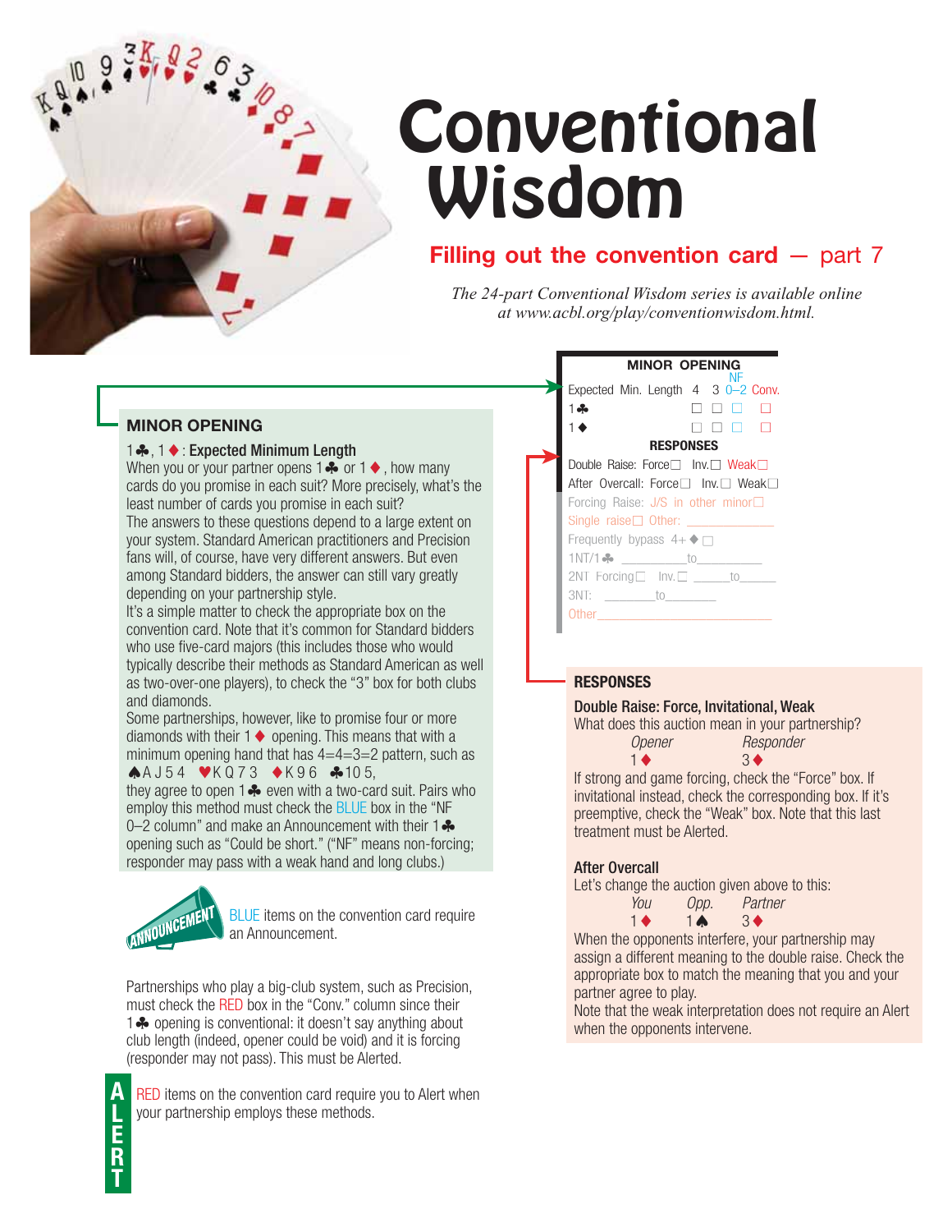# Conventional Wisdom

## Filling out the convention card — part 7

*The 24-part Conventional Wisdom series is available online at www.acbl.org/play/conventionwisdom.html.*

**MINOR OPENING**

| Expected Min. Length | 4 | 3 | NF 0–2 | Conv. |
|---|---|---|---|---|
| 1♣ | ☐ | ☐ | ☐ | ☐ |
| 1♦ | ☐ | ☐ | ☐ | ☐ |

**RESPONSES**

Double Raise: Force☐ Inv.☐ Weak☐

After Overcall: Force☐ Inv.☐ Weak☐

Forcing Raise: J/S in other minor☐

Single raise☐ Other: ____________

Frequently bypass 4+♦ ☐

1NT/1♣ ________to________

2NT Forcing☐ Inv.☐ _____to_____

3NT: ________to________

Other____________________

### MINOR OPENING

**1♣, 1♦: Expected Minimum Length**

When you or your partner opens 1♣ or 1♦, how many cards do you promise in each suit? More precisely, what's the least number of cards you promise in each suit?

The answers to these questions depend to a large extent on your system. Standard American practitioners and Precision fans will, of course, have very different answers. But even among Standard bidders, the answer can still vary greatly depending on your partnership style.

It's a simple matter to check the appropriate box on the convention card. Note that it's common for Standard bidders who use five-card majors (this includes those who would typically describe their methods as Standard American as well as two-over-one players), to check the "3" box for both clubs and diamonds.

Some partnerships, however, like to promise four or more diamonds with their 1♦ opening. This means that with a minimum opening hand that has 4=4=3=2 pattern, such as ♠A J 5 4 ♥K Q 7 3 ♦K 9 6 ♣10 5, they agree to open 1♣ even with a two-card suit. Pairs who employ this method must check the BLUE box in the "NF 0–2 column" and make an Announcement with their 1♣ opening such as "Could be short." ("NF" means non-forcing; responder may pass with a weak hand and long clubs.)

ANNOUNCEMENT — BLUE items on the convention card require an Announcement.

Partnerships who play a big-club system, such as Precision, must check the RED box in the "Conv." column since their 1♣ opening is conventional: it doesn't say anything about club length (indeed, opener could be void) and it is forcing (responder may not pass). This must be Alerted.

ALERT — RED items on the convention card require you to Alert when your partnership employs these methods.

### RESPONSES

**Double Raise: Force, Invitational, Weak**

What does this auction mean in your partnership?

| *Opener* | *Responder* |
|---|---|
| 1♦ | 3♦ |

If strong and game forcing, check the "Force" box. If invitational instead, check the corresponding box. If it's preemptive, check the "Weak" box. Note that this last treatment must be Alerted.

**After Overcall**

Let's change the auction given above to this:

| *You* | *Opp.* | *Partner* |
|---|---|---|
| 1♦ | 1♠ | 3♦ |

When the opponents interfere, your partnership may assign a different meaning to the double raise. Check the appropriate box to match the meaning that you and your partner agree to play.

Note that the weak interpretation does not require an Alert when the opponents intervene.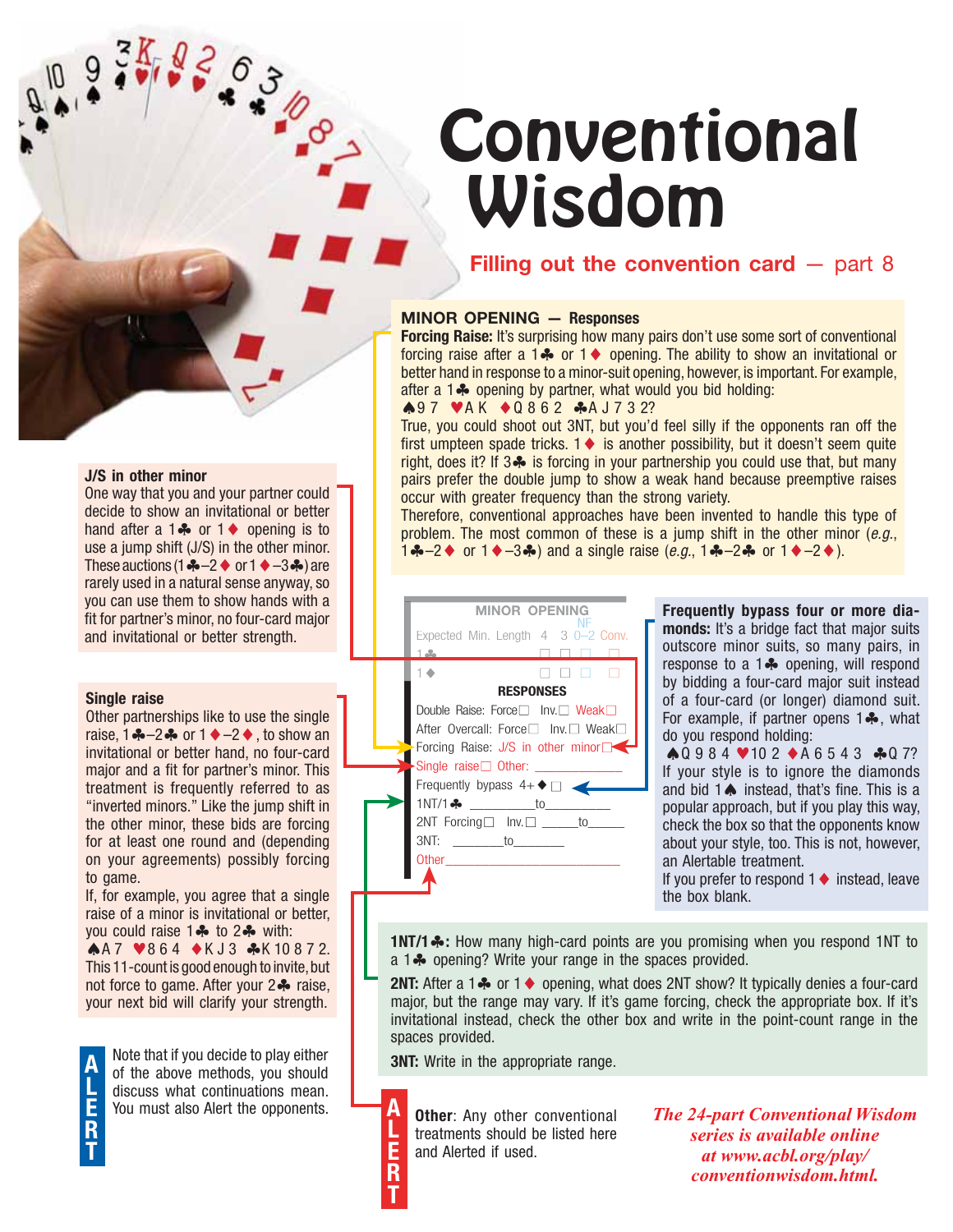# Conventional Wisdom

## Filling out the convention card — part 8

### MINOR OPENING — Responses

**Forcing Raise:** It's surprising how many pairs don't use some sort of conventional forcing raise after a 1♣ or 1♦ opening. The ability to show an invitational or better hand in response to a minor-suit opening, however, is important. For example, after a 1♣ opening by partner, what would you bid holding:

♠9 7 ♥A K ♦Q 8 6 2 ♣A J 7 3 2?

True, you could shoot out 3NT, but you'd feel silly if the opponents ran off the first umpteen spade tricks. 1♦ is another possibility, but it doesn't seem quite right, does it? If 3♣ is forcing in your partnership you could use that, but many pairs prefer the double jump to show a weak hand because preemptive raises occur with greater frequency than the strong variety.

Therefore, conventional approaches have been invented to handle this type of problem. The most common of these is a jump shift in the other minor (*e.g.*, 1♣–2♦ or 1♦–3♣) and a single raise (*e.g.*, 1♣–2♣ or 1♦–2♦).

### J/S in other minor

One way that you and your partner could decide to show an invitational or better hand after a 1♣ or 1♦ opening is to use a jump shift (J/S) in the other minor. These auctions (1♣–2♦ or 1♦–3♣) are rarely used in a natural sense anyway, so you can use them to show hands with a fit for partner's minor, no four-card major and invitational or better strength.

### Single raise

Other partnerships like to use the single raise, 1♣–2♣ or 1♦–2♦, to show an invitational or better hand, no four-card major and a fit for partner's minor. This treatment is frequently referred to as "inverted minors." Like the jump shift in the other minor, these bids are forcing for at least one round and (depending on your agreements) possibly forcing to game.

If, for example, you agree that a single raise of a minor is invitational or better, you could raise 1♣ to 2♣ with:

♠A 7 ♥8 6 4 ♦K J 3 ♣K 10 8 7 2.

This 11-count is good enough to invite, but not force to game. After your 2♣ raise, your next bid will clarify your strength.

**ALERT** Note that if you decide to play either of the above methods, you should discuss what continuations mean. You must also Alert the opponents.

MINOR OPENING

Expected Min. Length 4 3 NF 0–2 Conv.

1♣ ☐ ☐ ☐ ☐

1♦ ☐ ☐ ☐ ☐

RESPONSES

Double Raise: Force☐ Inv.☐ Weak☐

After Overcall: Force☐ Inv.☐ Weak☐

Forcing Raise: J/S in other minor☐

Single raise☐ Other: ___________

Frequently bypass 4+♦ ☐

1NT/1♣ __________to__________

2NT Forcing☐ Inv.☐ _____to_____

3NT: _______to_______

Other_______________________

**Frequently bypass four or more diamonds:** It's a bridge fact that major suits outscore minor suits, so many pairs, in response to a 1♣ opening, will respond by bidding a four-card major suit instead of a four-card (or longer) diamond suit. For example, if partner opens 1♣, what do you respond holding:

♠Q 9 8 4 ♥10 2 ♦A 6 5 4 3 ♣Q 7?

If your style is to ignore the diamonds and bid 1♠ instead, that's fine. This is a popular approach, but if you play this way, check the box so that the opponents know about your style, too. This is not, however, an Alertable treatment.

If you prefer to respond 1♦ instead, leave the box blank.

**1NT/1♣:** How many high-card points are you promising when you respond 1NT to a 1♣ opening? Write your range in the spaces provided.

**2NT:** After a 1♣ or 1♦ opening, what does 2NT show? It typically denies a four-card major, but the range may vary. If it's game forcing, check the appropriate box. If it's invitational instead, check the other box and write in the point-count range in the spaces provided.

**3NT:** Write in the appropriate range.

**ALERT** **Other**: Any other conventional treatments should be listed here and Alerted if used.

*The 24-part Conventional Wisdom series is available online at www.acbl.org/play/conventionwisdom.html.*